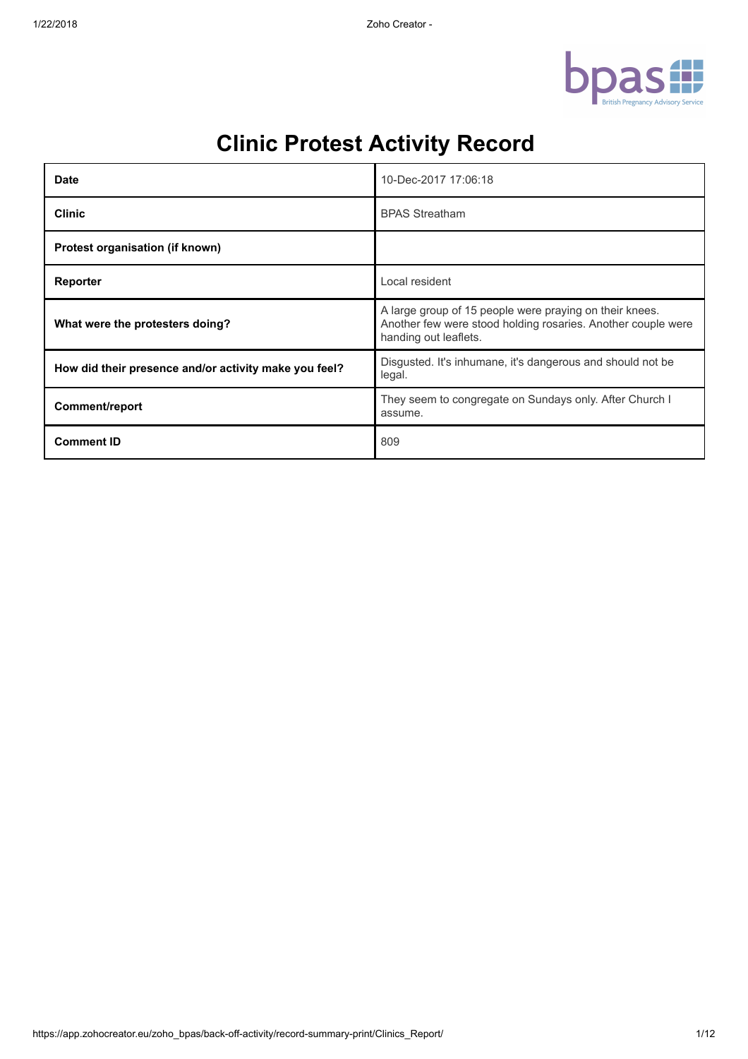# Clinic Protest Activity Record

| | |
|---|---|
| **Date** | 10-Dec-2017 17:06:18 |
| **Clinic** | BPAS Streatham |
| **Protest organisation (if known)** | |
| **Reporter** | Local resident |
| **What were the protesters doing?** | A large group of 15 people were praying on their knees. Another few were stood holding rosaries. Another couple were handing out leaflets. |
| **How did their presence and/or activity make you feel?** | Disgusted. It's inhumane, it's dangerous and should not be legal. |
| **Comment/report** | They seem to congregate on Sundays only. After Church I assume. |
| **Comment ID** | 809 |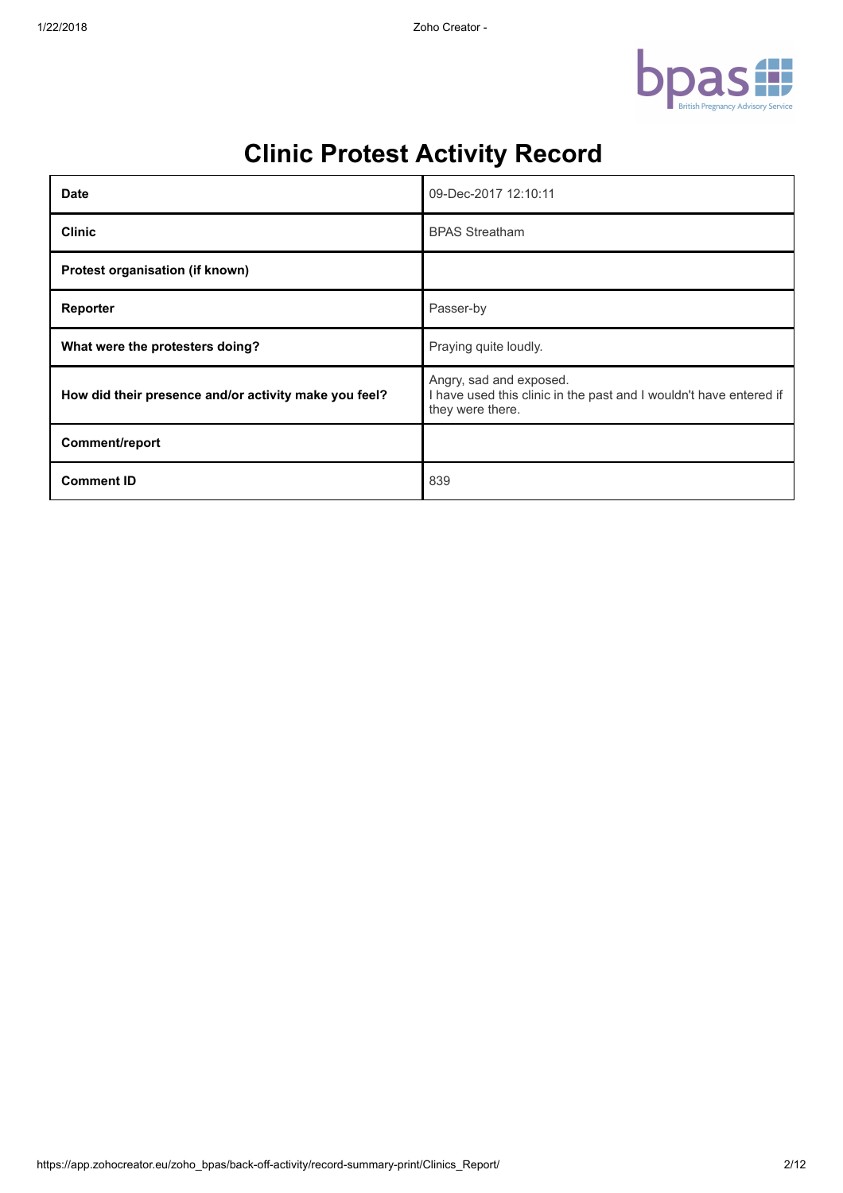# Clinic Protest Activity Record

| | |
|---|---|
| **Date** | 09-Dec-2017 12:10:11 |
| **Clinic** | BPAS Streatham |
| **Protest organisation (if known)** | |
| **Reporter** | Passer-by |
| **What were the protesters doing?** | Praying quite loudly. |
| **How did their presence and/or activity make you feel?** | Angry, sad and exposed. I have used this clinic in the past and I wouldn't have entered if they were there. |
| **Comment/report** | |
| **Comment ID** | 839 |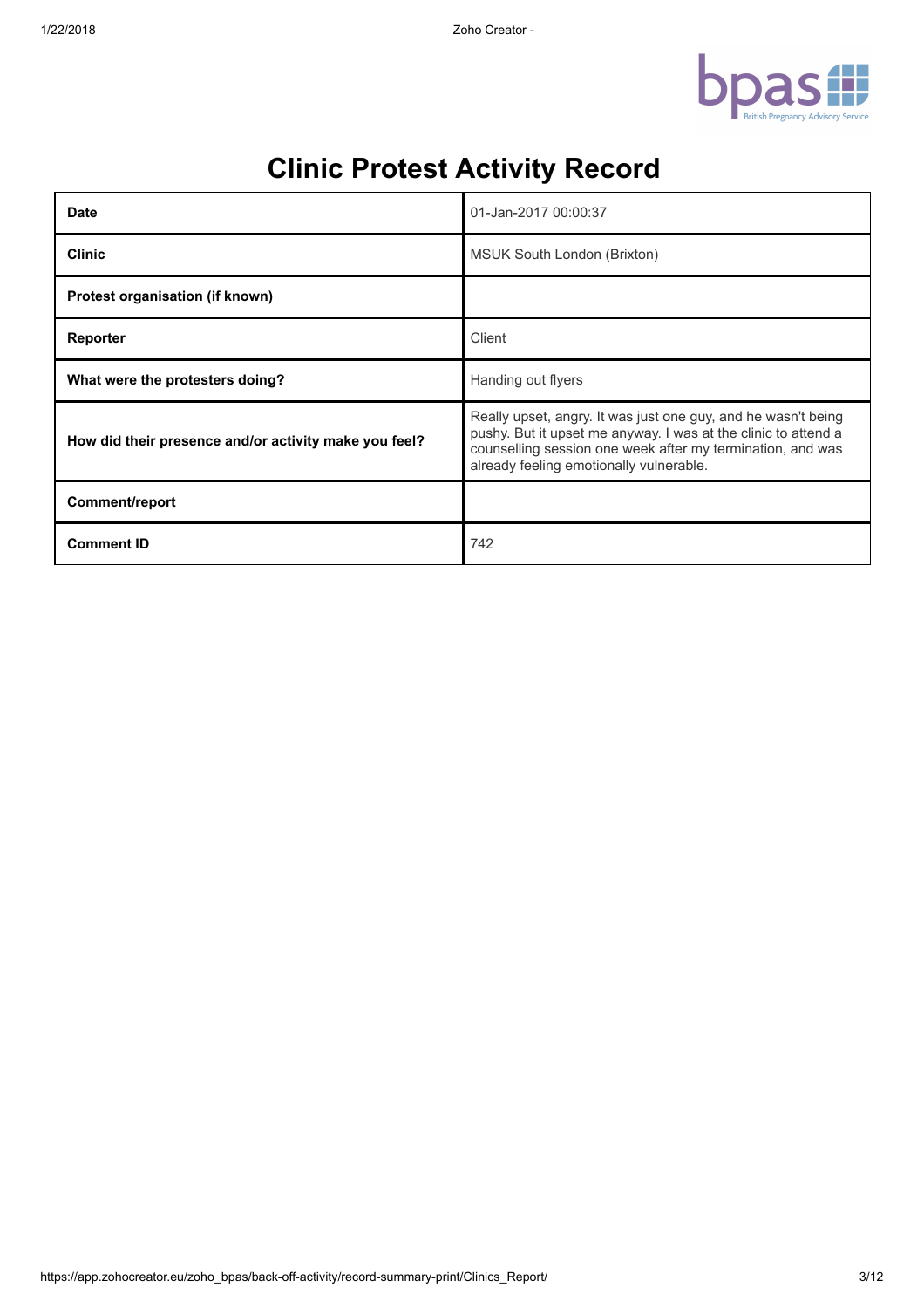# Clinic Protest Activity Record

| | |
|---|---|
| **Date** | 01-Jan-2017 00:00:37 |
| **Clinic** | MSUK South London (Brixton) |
| **Protest organisation (if known)** | |
| **Reporter** | Client |
| **What were the protesters doing?** | Handing out flyers |
| **How did their presence and/or activity make you feel?** | Really upset, angry. It was just one guy, and he wasn't being pushy. But it upset me anyway. I was at the clinic to attend a counselling session one week after my termination, and was already feeling emotionally vulnerable. |
| **Comment/report** | |
| **Comment ID** | 742 |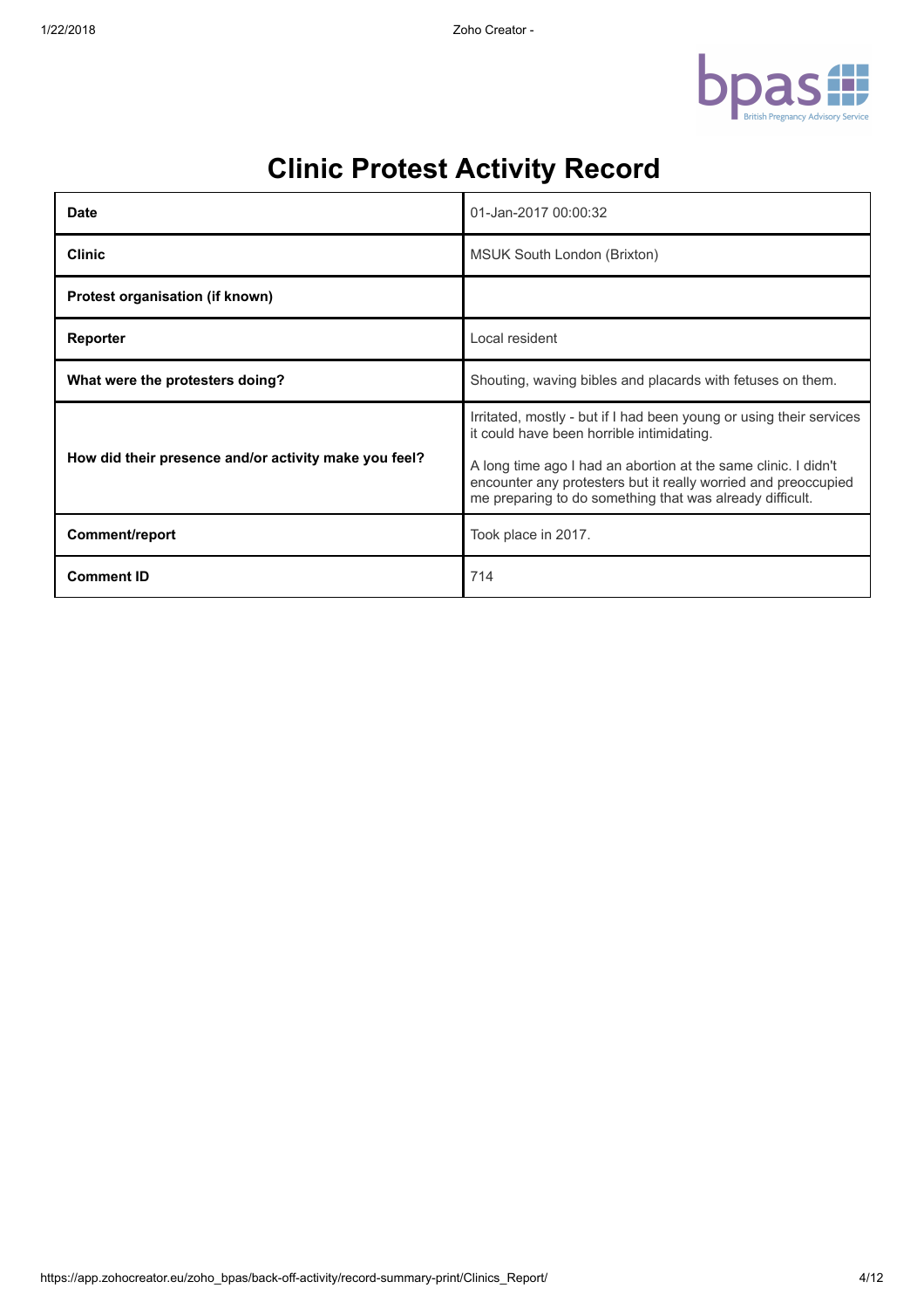# Clinic Protest Activity Record

| | |
|---|---|
| **Date** | 01-Jan-2017 00:00:32 |
| **Clinic** | MSUK South London (Brixton) |
| **Protest organisation (if known)** | |
| **Reporter** | Local resident |
| **What were the protesters doing?** | Shouting, waving bibles and placards with fetuses on them. |
| **How did their presence and/or activity make you feel?** | Irritated, mostly - but if I had been young or using their services it could have been horrible intimidating.<br><br>A long time ago I had an abortion at the same clinic. I didn't encounter any protesters but it really worried and preoccupied me preparing to do something that was already difficult. |
| **Comment/report** | Took place in 2017. |
| **Comment ID** | 714 |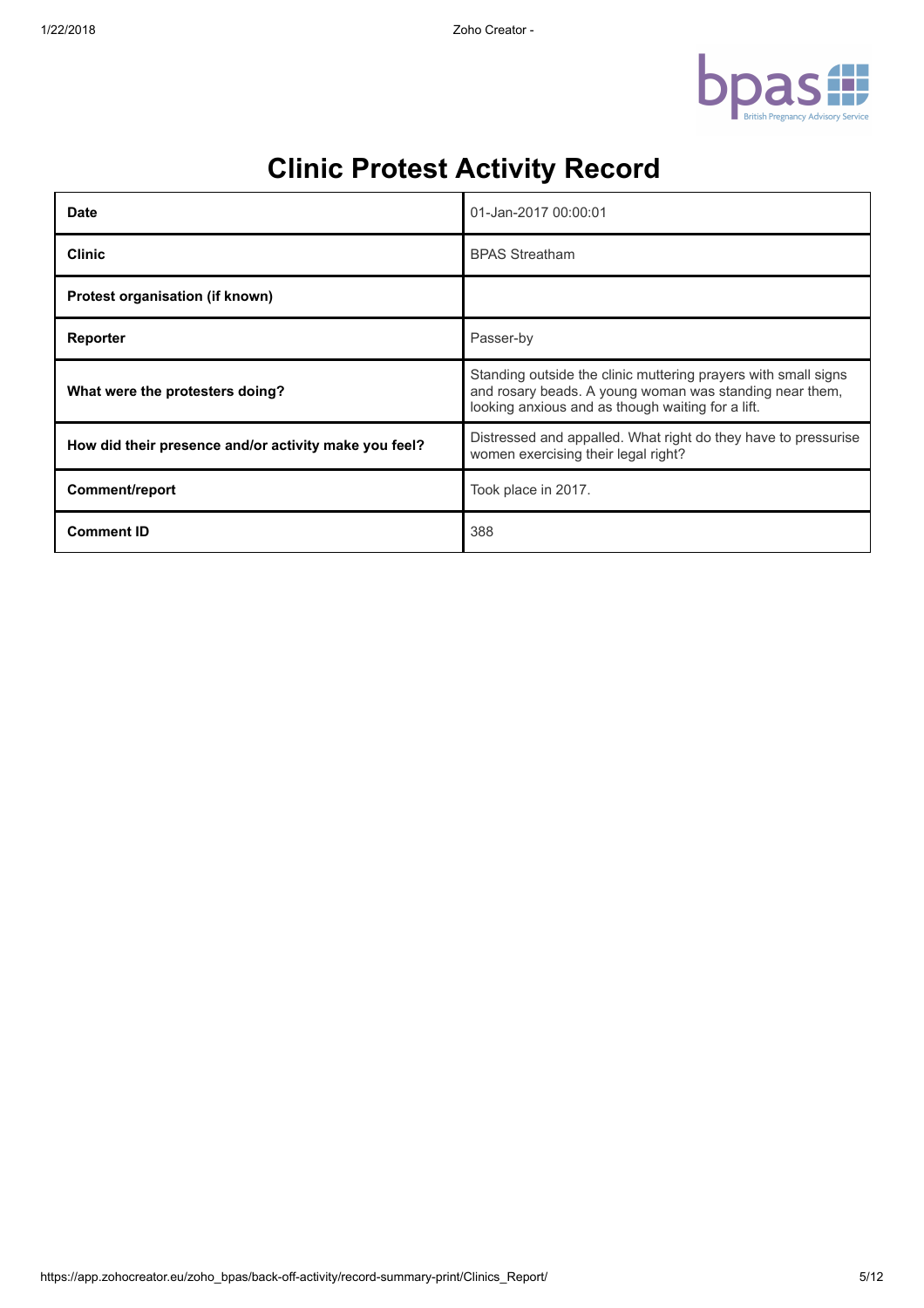# Clinic Protest Activity Record

| | |
|---|---|
| **Date** | 01-Jan-2017 00:00:01 |
| **Clinic** | BPAS Streatham |
| **Protest organisation (if known)** | |
| **Reporter** | Passer-by |
| **What were the protesters doing?** | Standing outside the clinic muttering prayers with small signs and rosary beads. A young woman was standing near them, looking anxious and as though waiting for a lift. |
| **How did their presence and/or activity make you feel?** | Distressed and appalled. What right do they have to pressurise women exercising their legal right? |
| **Comment/report** | Took place in 2017. |
| **Comment ID** | 388 |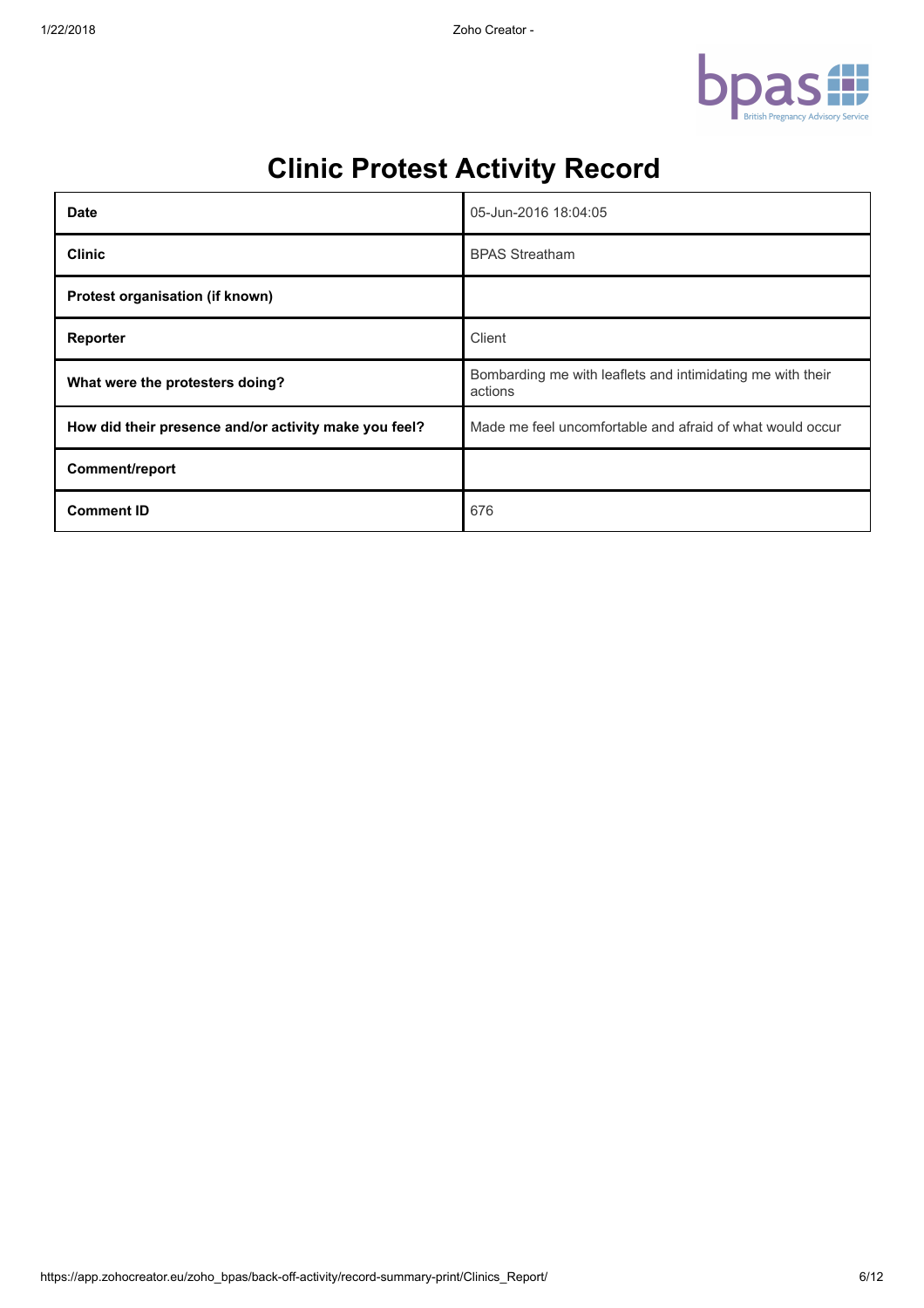# Clinic Protest Activity Record

| | |
|---|---|
| **Date** | 05-Jun-2016 18:04:05 |
| **Clinic** | BPAS Streatham |
| **Protest organisation (if known)** | |
| **Reporter** | Client |
| **What were the protesters doing?** | Bombarding me with leaflets and intimidating me with their actions |
| **How did their presence and/or activity make you feel?** | Made me feel uncomfortable and afraid of what would occur |
| **Comment/report** | |
| **Comment ID** | 676 |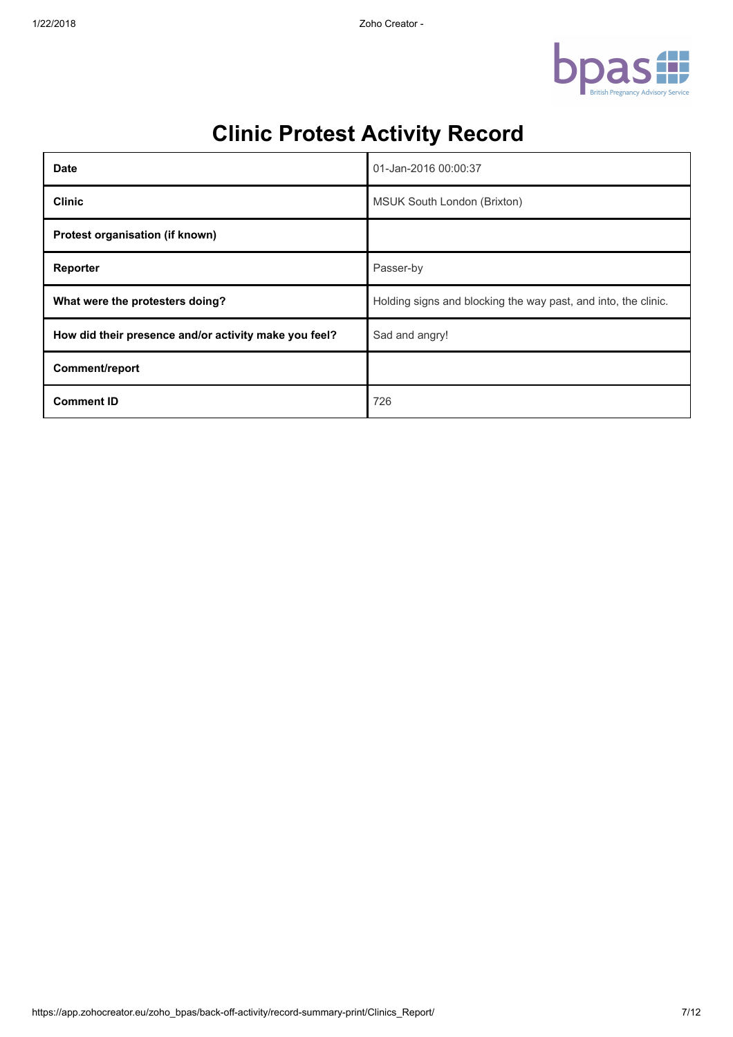# Clinic Protest Activity Record

| | |
|---|---|
| **Date** | 01-Jan-2016 00:00:37 |
| **Clinic** | MSUK South London (Brixton) |
| **Protest organisation (if known)** | |
| **Reporter** | Passer-by |
| **What were the protesters doing?** | Holding signs and blocking the way past, and into, the clinic. |
| **How did their presence and/or activity make you feel?** | Sad and angry! |
| **Comment/report** | |
| **Comment ID** | 726 |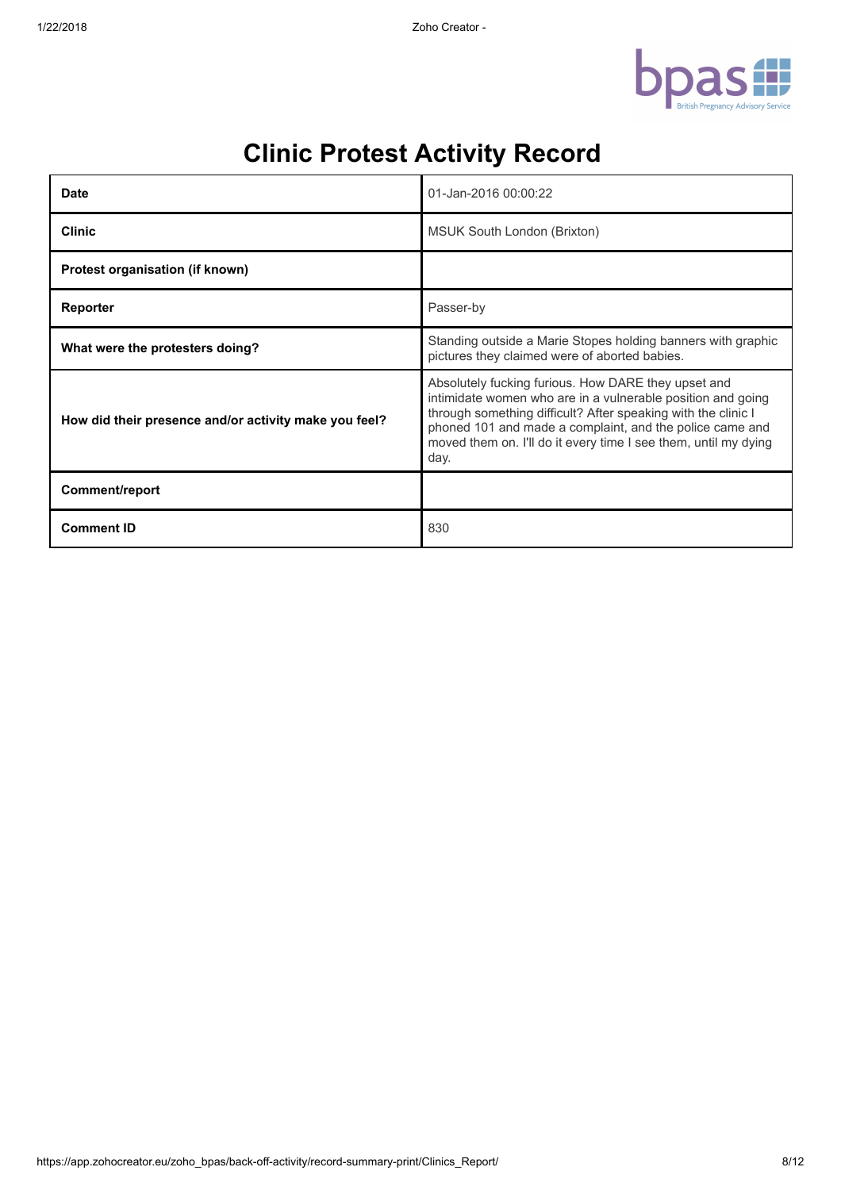# Clinic Protest Activity Record

| | |
|---|---|
| **Date** | 01-Jan-2016 00:00:22 |
| **Clinic** | MSUK South London (Brixton) |
| **Protest organisation (if known)** | |
| **Reporter** | Passer-by |
| **What were the protesters doing?** | Standing outside a Marie Stopes holding banners with graphic pictures they claimed were of aborted babies. |
| **How did their presence and/or activity make you feel?** | Absolutely fucking furious. How DARE they upset and intimidate women who are in a vulnerable position and going through something difficult? After speaking with the clinic I phoned 101 and made a complaint, and the police came and moved them on. I'll do it every time I see them, until my dying day. |
| **Comment/report** | |
| **Comment ID** | 830 |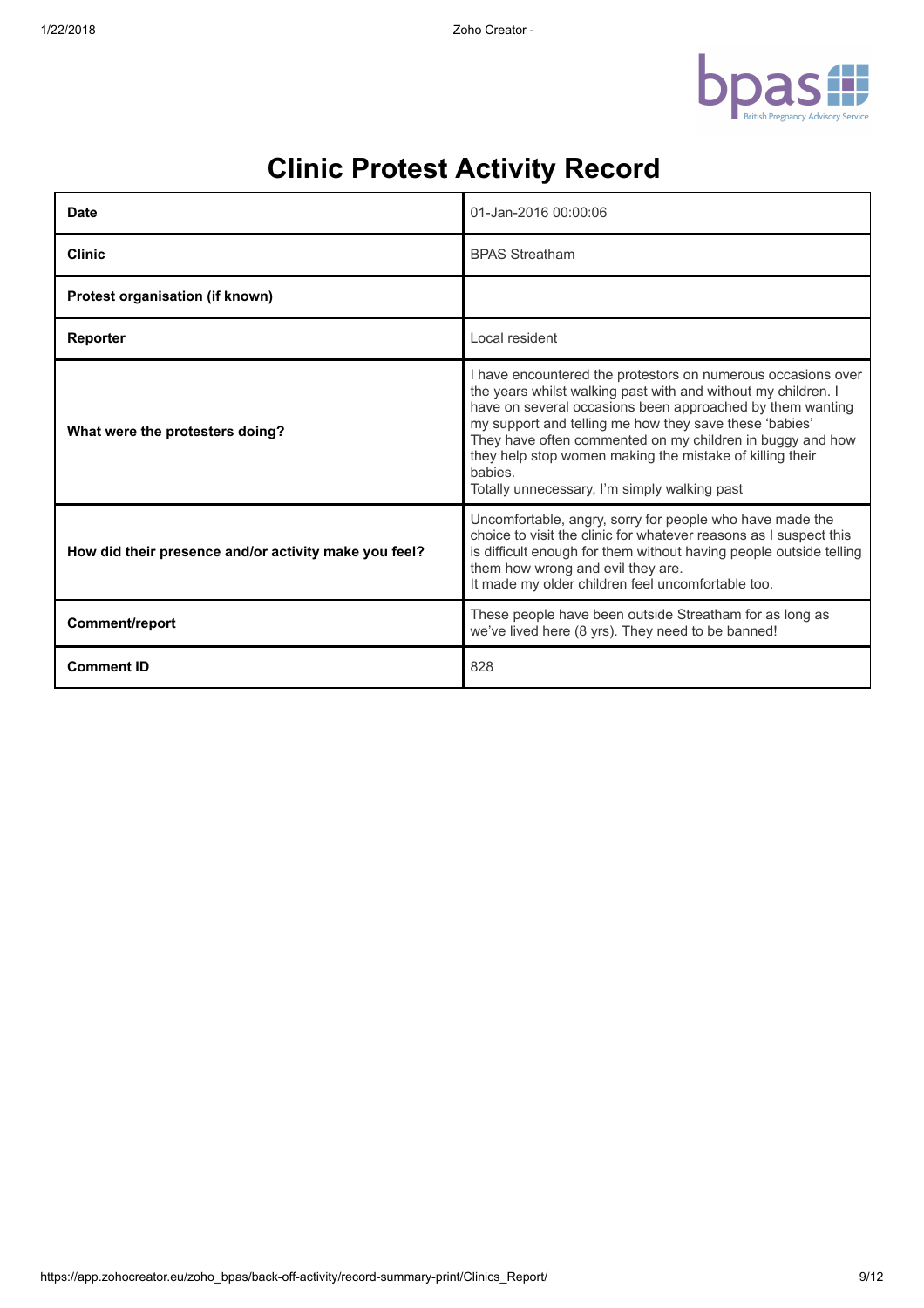# Clinic Protest Activity Record

| | |
|---|---|
| **Date** | 01-Jan-2016 00:00:06 |
| **Clinic** | BPAS Streatham |
| **Protest organisation (if known)** | |
| **Reporter** | Local resident |
| **What were the protesters doing?** | I have encountered the protestors on numerous occasions over the years whilst walking past with and without my children. I have on several occasions been approached by them wanting my support and telling me how they save these 'babies' They have often commented on my children in buggy and how they help stop women making the mistake of killing their babies.<br>Totally unnecessary, I'm simply walking past |
| **How did their presence and/or activity make you feel?** | Uncomfortable, angry, sorry for people who have made the choice to visit the clinic for whatever reasons as I suspect this is difficult enough for them without having people outside telling them how wrong and evil they are.<br>It made my older children feel uncomfortable too. |
| **Comment/report** | These people have been outside Streatham for as long as we've lived here (8 yrs). They need to be banned! |
| **Comment ID** | 828 |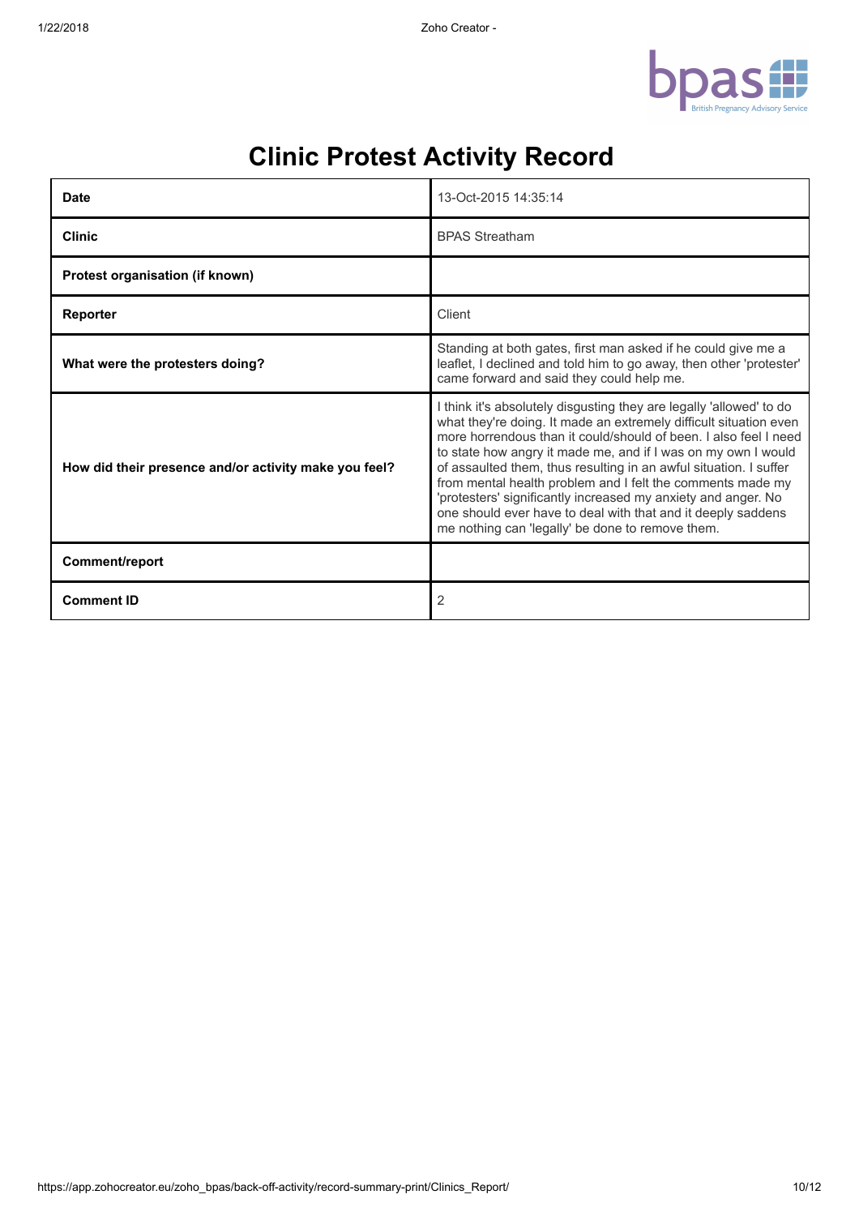# Clinic Protest Activity Record

| | |
|---|---|
| **Date** | 13-Oct-2015 14:35:14 |
| **Clinic** | BPAS Streatham |
| **Protest organisation (if known)** | |
| **Reporter** | Client |
| **What were the protesters doing?** | Standing at both gates, first man asked if he could give me a leaflet, I declined and told him to go away, then other 'protester' came forward and said they could help me. |
| **How did their presence and/or activity make you feel?** | I think it's absolutely disgusting they are legally 'allowed' to do what they're doing. It made an extremely difficult situation even more horrendous than it could/should of been. I also feel I need to state how angry it made me, and if I was on my own I would of assaulted them, thus resulting in an awful situation. I suffer from mental health problem and I felt the comments made my 'protesters' significantly increased my anxiety and anger. No one should ever have to deal with that and it deeply saddens me nothing can 'legally' be done to remove them. |
| **Comment/report** | |
| **Comment ID** | 2 |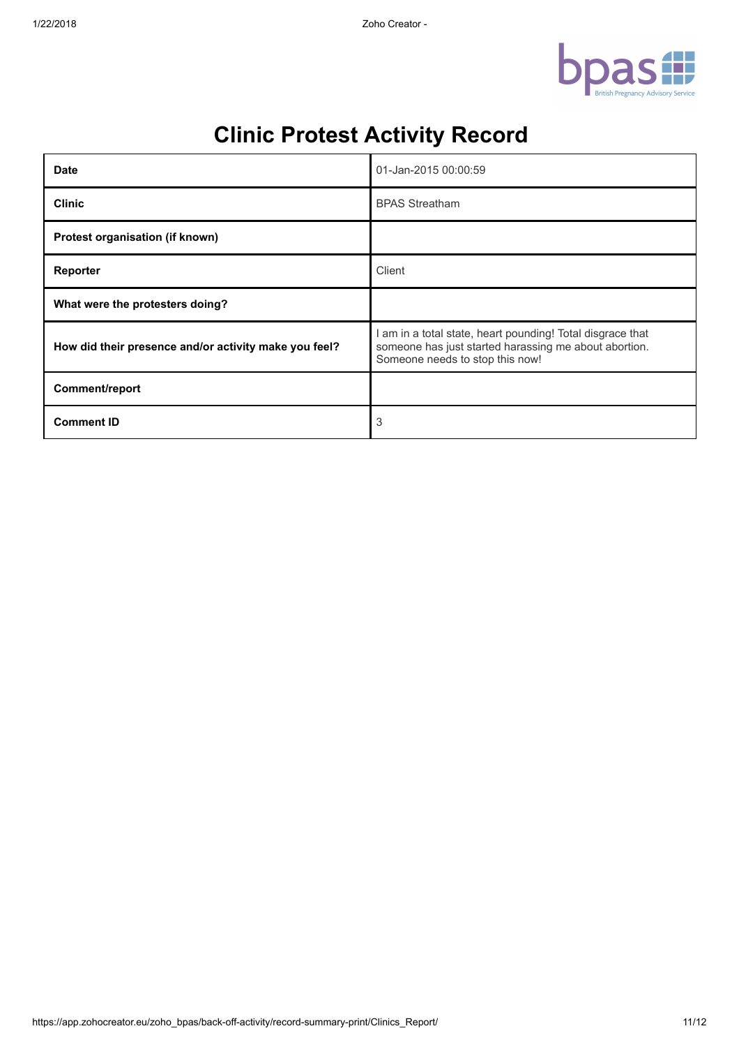# Clinic Protest Activity Record

| | |
|---|---|
| **Date** | 01-Jan-2015 00:00:59 |
| **Clinic** | BPAS Streatham |
| **Protest organisation (if known)** | |
| **Reporter** | Client |
| **What were the protesters doing?** | |
| **How did their presence and/or activity make you feel?** | I am in a total state, heart pounding! Total disgrace that someone has just started harassing me about abortion. Someone needs to stop this now! |
| **Comment/report** | |
| **Comment ID** | 3 |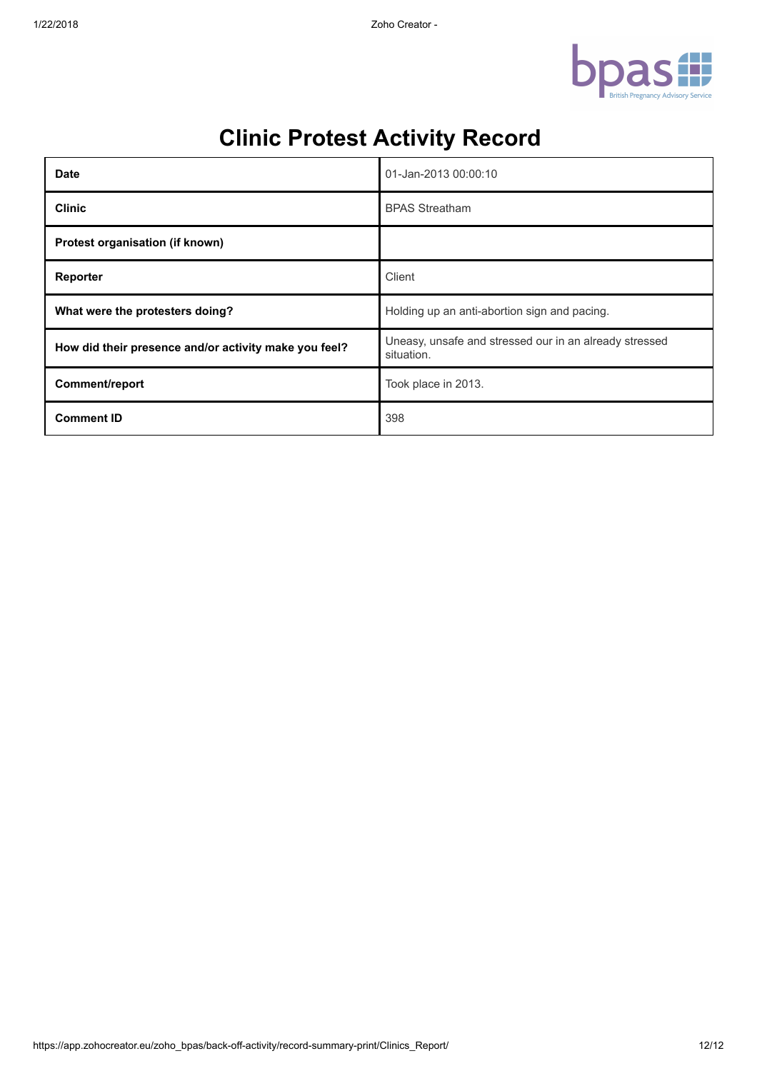# Clinic Protest Activity Record

| | |
|---|---|
| **Date** | 01-Jan-2013 00:00:10 |
| **Clinic** | BPAS Streatham |
| **Protest organisation (if known)** | |
| **Reporter** | Client |
| **What were the protesters doing?** | Holding up an anti-abortion sign and pacing. |
| **How did their presence and/or activity make you feel?** | Uneasy, unsafe and stressed our in an already stressed situation. |
| **Comment/report** | Took place in 2013. |
| **Comment ID** | 398 |